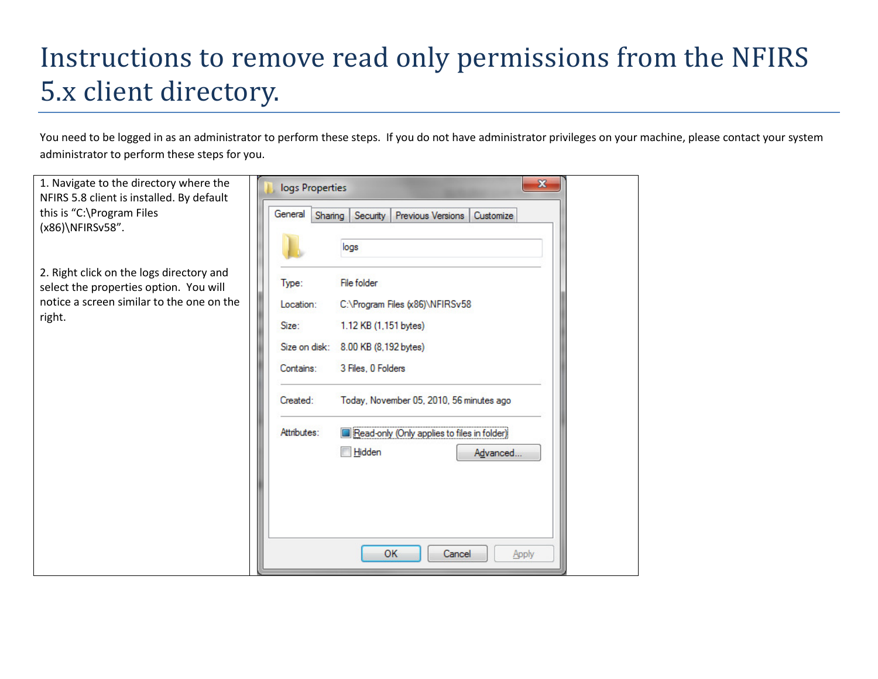# Instructions to remove read only permissions from the NFIRS 5.x client directory.

You need to be logged in as an administrator to perform these steps. If you do not have administrator privileges on your machine, please contact your system administrator to perform these steps for you.

1. Navigate to the directory where the NFIRS 5.8 client is installed. By default this is "C:\Program Files (x86)\NFIRSv58".

2. Right click on the logs directory and select the properties option. You will notice a screen similar to the one on the right.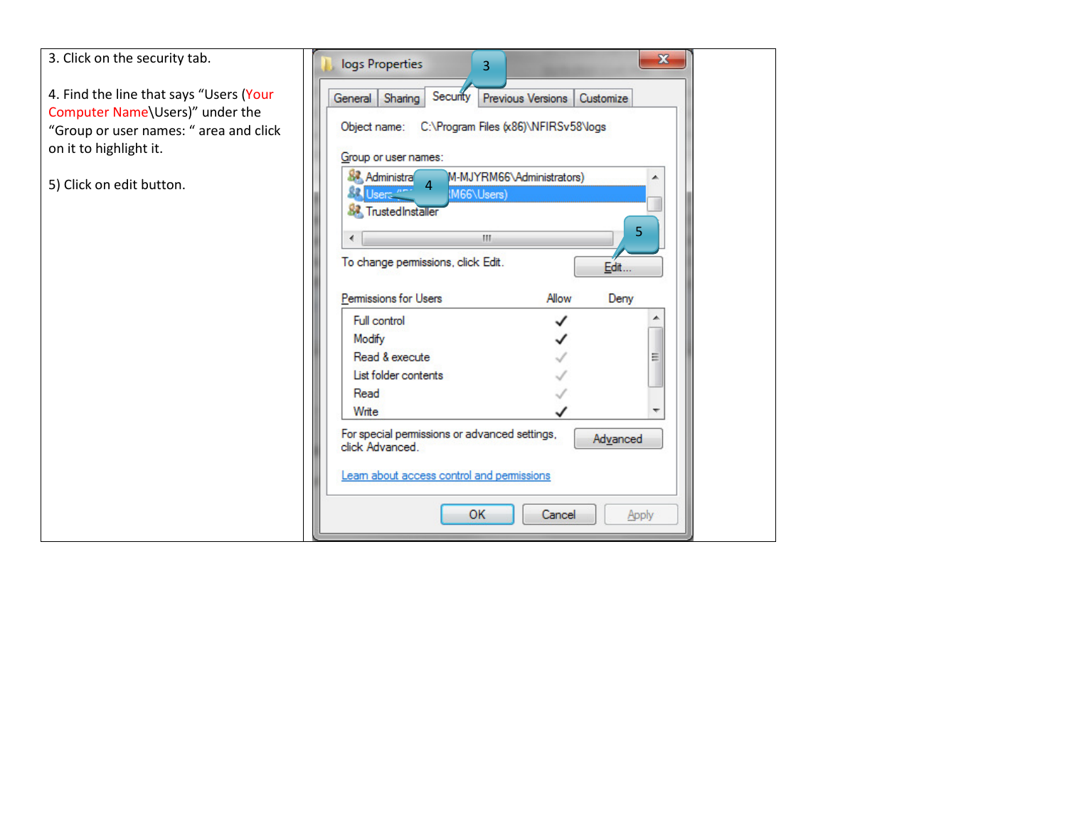3. Click on the security tab.

4. Find the line that says “Users (Your Computer Name\Users)” under the “Group or user names: “ area and click on it to highlight it.

5) Click on edit button.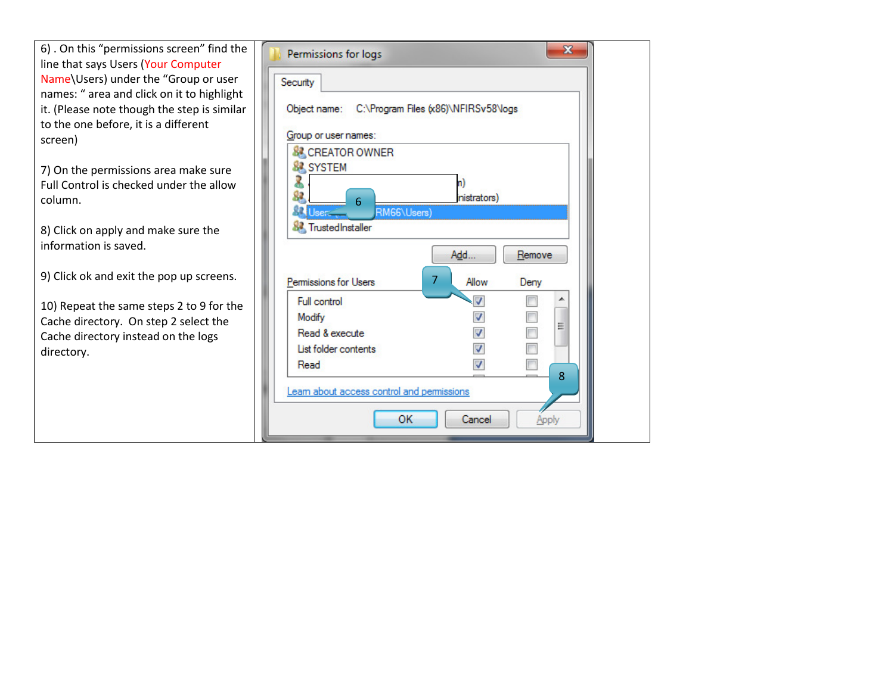6) . On this "permissions screen" find the line that says Users (Your Computer Name\Users) under the "Group or user names: " area and click on it to highlight it. (Please note though the step is similar to the one before, it is a different screen)

7) On the permissions area make sure Full Control is checked under the allow column.

8) Click on apply and make sure the information is saved.

9) Click ok and exit the pop up screens.

10) Repeat the same steps 2 to 9 for the Cache directory. On step 2 select the Cache directory instead on the logs directory.